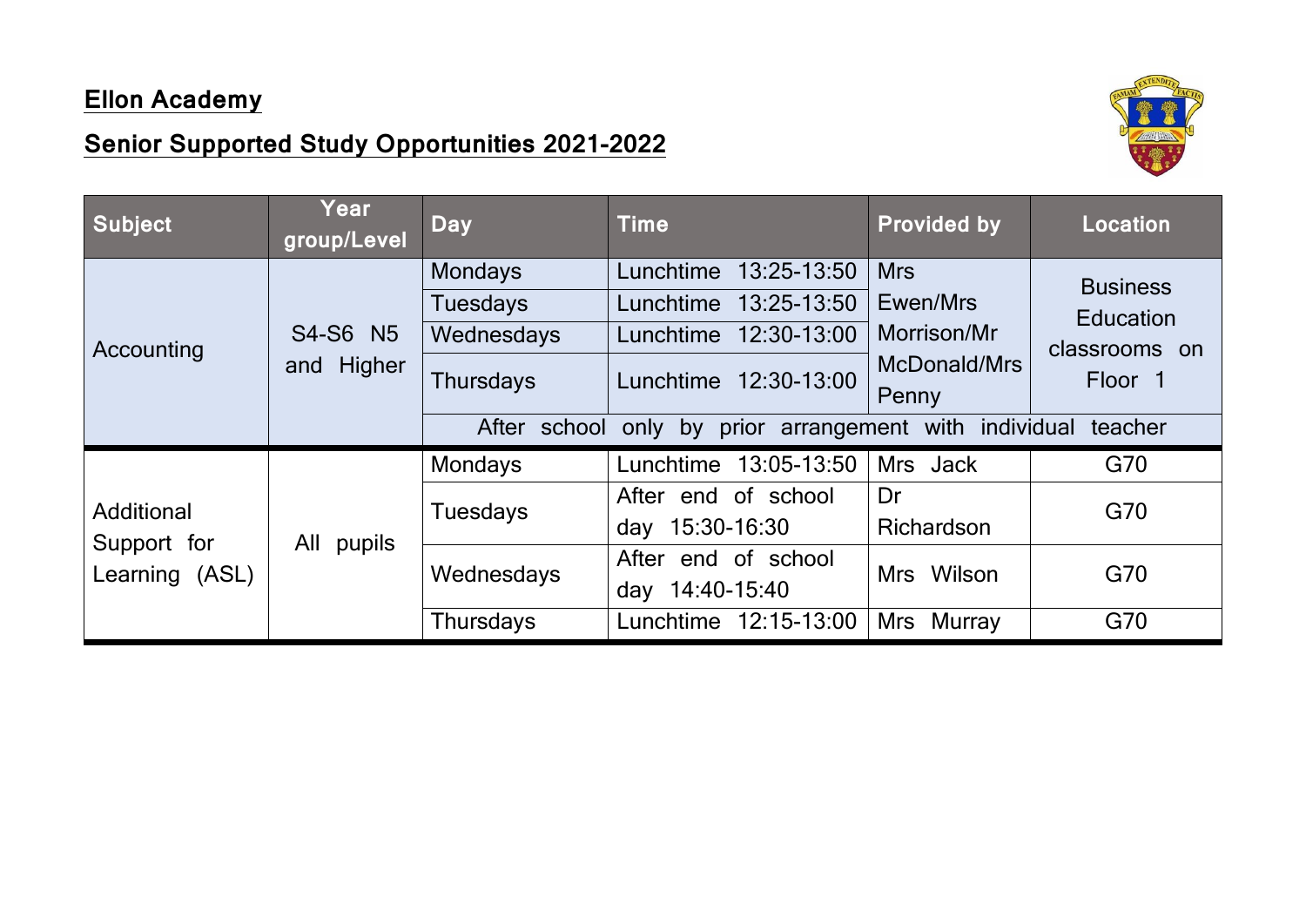**Ellon Academy**

**Senior Supported Study Opportunities 2021-2022**

| Subject | Year group/Level | Day | Time | Provided by | Location |
|---|---|---|---|---|---|
| Accounting | S4-S6 N5 and Higher | Mondays | Lunchtime 13:25-13:50 | Mrs Ewen/Mrs Morrison/Mr McDonald/Mrs Penny | Business Education classrooms on Floor 1 |
| | | Tuesdays | Lunchtime 13:25-13:50 | | |
| | | Wednesdays | Lunchtime 12:30-13:00 | | |
| | | Thursdays | Lunchtime 12:30-13:00 | | |
| | | After school only by prior arrangement with individual teacher | | | |
| Additional Support for Learning (ASL) | All pupils | Mondays | Lunchtime 13:05-13:50 | Mrs Jack | G70 |
| | | Tuesdays | After end of school day 15:30-16:30 | Dr Richardson | G70 |
| | | Wednesdays | After end of school day 14:40-15:40 | Mrs Wilson | G70 |
| | | Thursdays | Lunchtime 12:15-13:00 | Mrs Murray | G70 |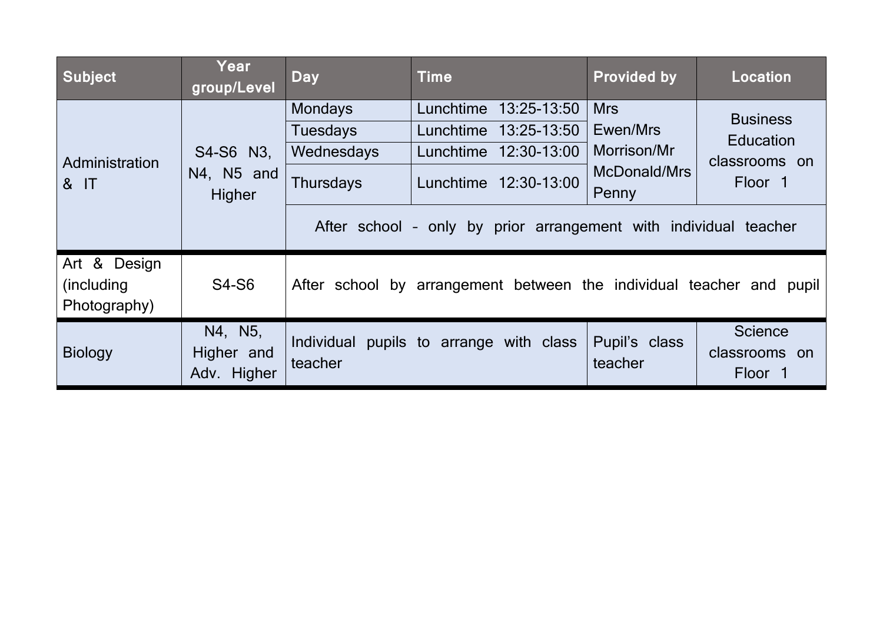| Subject | Year group/Level | Day | Time | Provided by | Location |
|---|---|---|---|---|---|
| Administration & IT | S4-S6 N3, N4, N5 and Higher | Mondays | Lunchtime 13:25-13:50 | Mrs Ewen/Mrs Morrison/Mr McDonald/Mrs Penny | Business Education classrooms on Floor 1 |
| | | Tuesdays | Lunchtime 13:25-13:50 | | |
| | | Wednesdays | Lunchtime 12:30-13:00 | | |
| | | Thursdays | Lunchtime 12:30-13:00 | | |
| | | After school – only by prior arrangement with individual teacher | | | |
| Art & Design (including Photography) | S4-S6 | After school by arrangement between the individual teacher and pupil | | | |
| Biology | N4, N5, Higher and Adv. Higher | Individual pupils to arrange with class teacher | | Pupil's class teacher | Science classrooms on Floor 1 |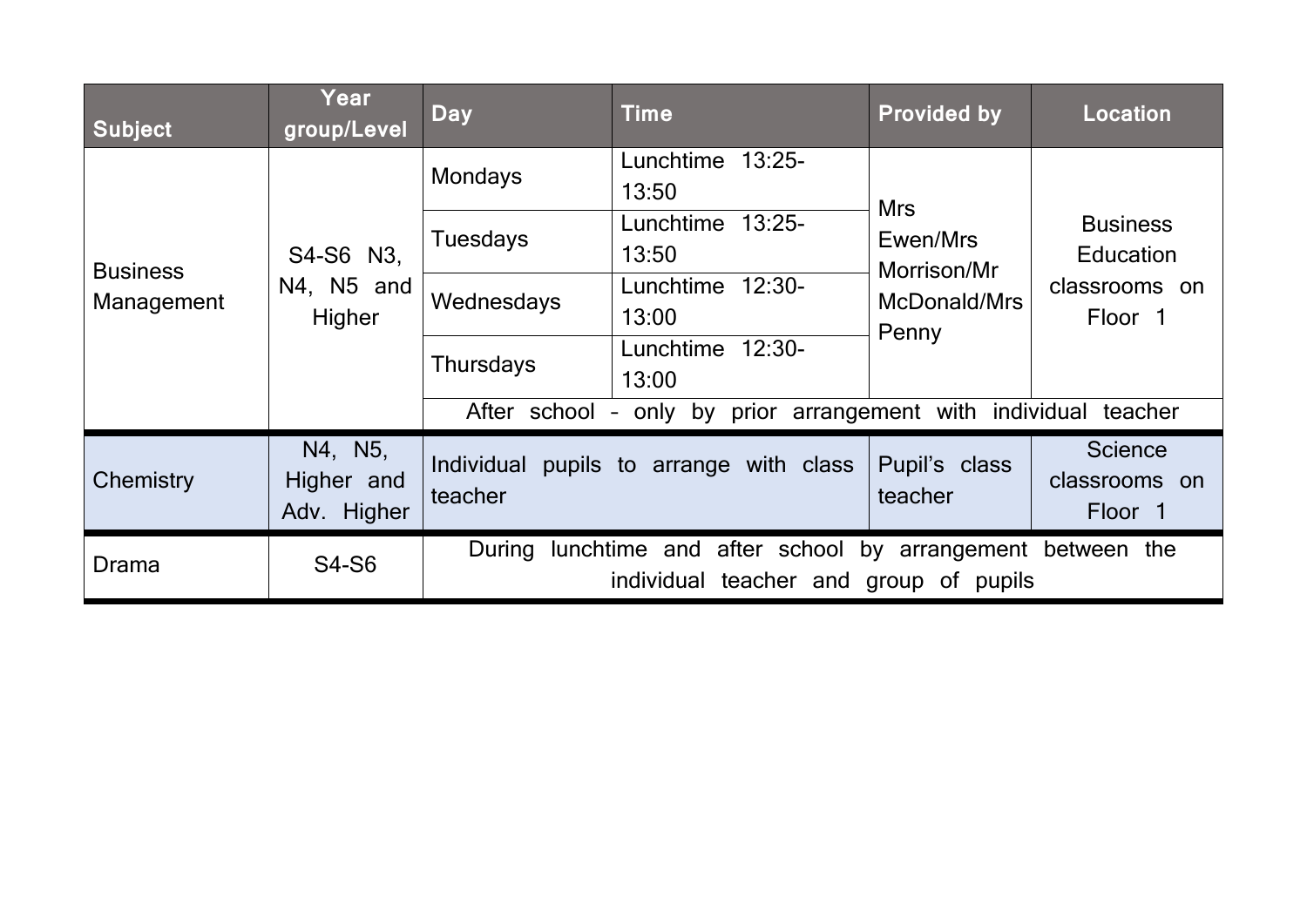| Subject | Year group/Level | Day | Time | Provided by | Location |
|---|---|---|---|---|---|
| Business Management | S4-S6 N3, N4, N5 and Higher | Mondays | Lunchtime 13:25-13:50 | Mrs Ewen/Mrs Morrison/Mr McDonald/Mrs Penny | Business Education classrooms on Floor 1 |
| | | Tuesdays | Lunchtime 13:25-13:50 | | |
| | | Wednesdays | Lunchtime 12:30-13:00 | | |
| | | Thursdays | Lunchtime 12:30-13:00 | | |
| | | After school - only by prior arrangement with individual teacher | | | |
| Chemistry | N4, N5, Higher and Adv. Higher | Individual pupils to arrange with class teacher | | Pupil's class teacher | Science classrooms on Floor 1 |
| Drama | S4-S6 | During lunchtime and after school by arrangement between the individual teacher and group of pupils | | | |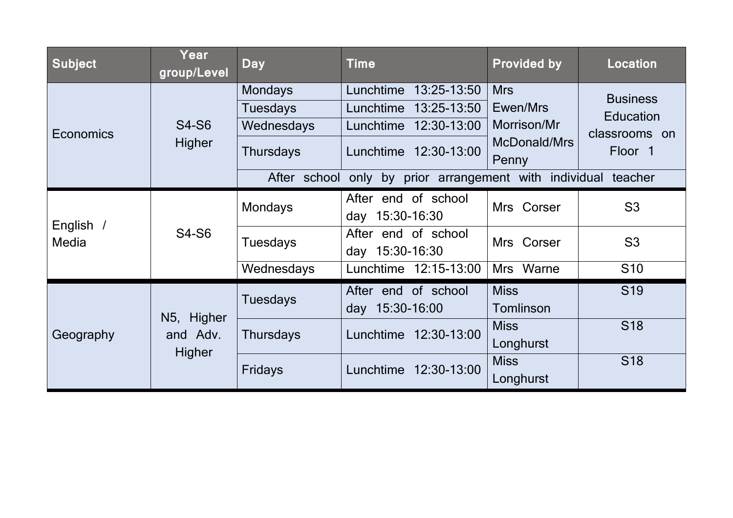| Subject | Year group/Level | Day | Time | Provided by | Location |
|---|---|---|---|---|---|
| Economics | S4-S6 Higher | Mondays | Lunchtime 13:25-13:50 | Mrs Ewen/Mrs Morrison/Mr McDonald/Mrs Penny | Business Education classrooms on Floor 1 |
| | | Tuesdays | Lunchtime 13:25-13:50 | | |
| | | Wednesdays | Lunchtime 12:30-13:00 | | |
| | | Thursdays | Lunchtime 12:30-13:00 | | |
| | | After school only by prior arrangement with individual teacher | | | |
| English / Media | S4-S6 | Mondays | After end of school day 15:30-16:30 | Mrs Corser | S3 |
| | | Tuesdays | After end of school day 15:30-16:30 | Mrs Corser | S3 |
| | | Wednesdays | Lunchtime 12:15-13:00 | Mrs Warne | S10 |
| Geography | N5, Higher and Adv. Higher | Tuesdays | After end of school day 15:30-16:00 | Miss Tomlinson | S19 |
| | | Thursdays | Lunchtime 12:30-13:00 | Miss Longhurst | S18 |
| | | Fridays | Lunchtime 12:30-13:00 | Miss Longhurst | S18 |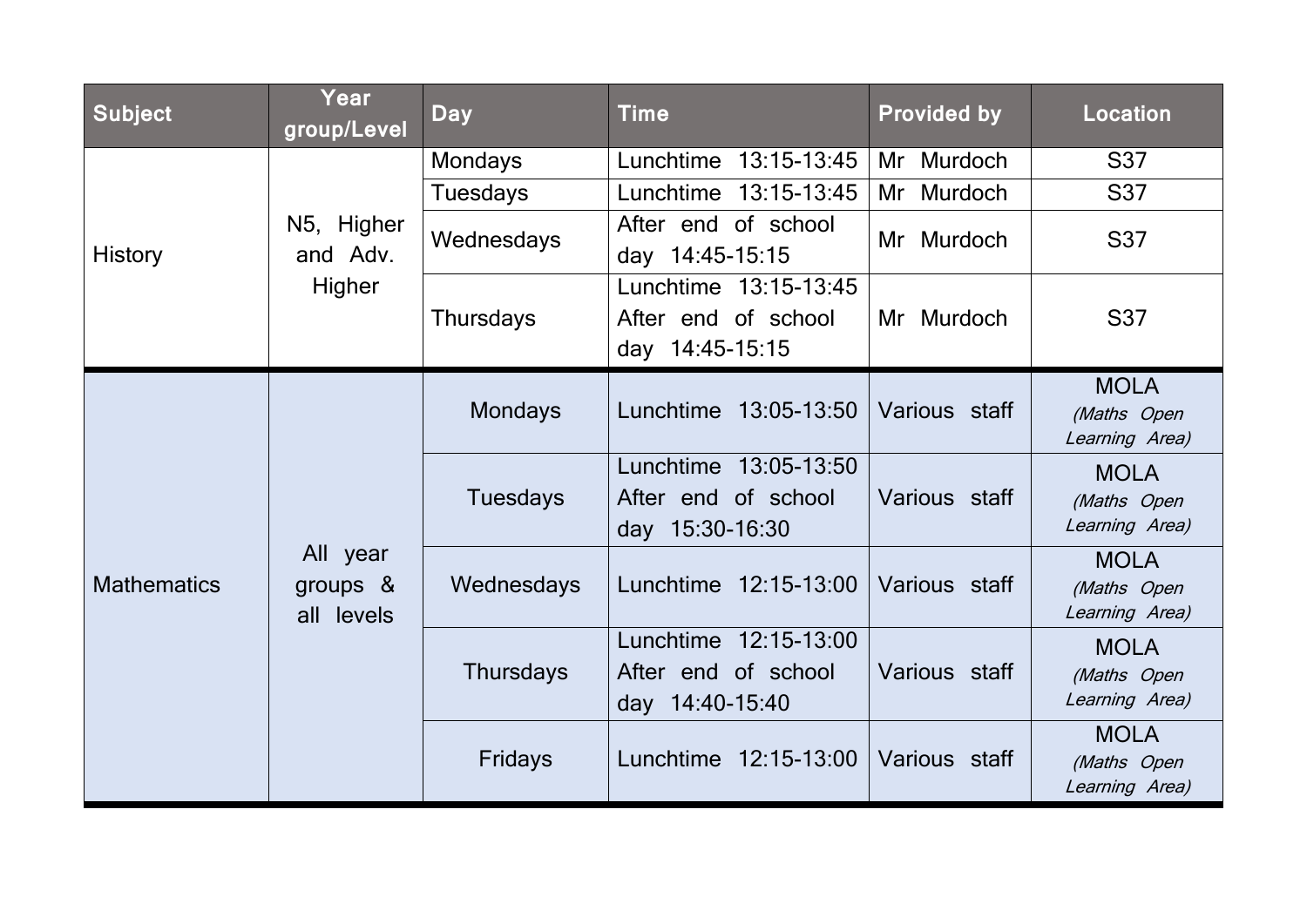| Subject | Year group/Level | Day | Time | Provided by | Location |
| --- | --- | --- | --- | --- | --- |
| History | N5, Higher and Adv. Higher | Mondays | Lunchtime 13:15-13:45 | Mr Murdoch | S37 |
| | | Tuesdays | Lunchtime 13:15-13:45 | Mr Murdoch | S37 |
| | | Wednesdays | After end of school day 14:45-15:15 | Mr Murdoch | S37 |
| | | Thursdays | Lunchtime 13:15-13:45<br>After end of school day 14:45-15:15 | Mr Murdoch | S37 |
| Mathematics | All year groups & all levels | Mondays | Lunchtime 13:05-13:50 | Various staff | MOLA *(Maths Open Learning Area)* |
| | | Tuesdays | Lunchtime 13:05-13:50<br>After end of school day 15:30-16:30 | Various staff | MOLA *(Maths Open Learning Area)* |
| | | Wednesdays | Lunchtime 12:15-13:00 | Various staff | MOLA *(Maths Open Learning Area)* |
| | | Thursdays | Lunchtime 12:15-13:00<br>After end of school day 14:40-15:40 | Various staff | MOLA *(Maths Open Learning Area)* |
| | | Fridays | Lunchtime 12:15-13:00 | Various staff | MOLA *(Maths Open Learning Area)* |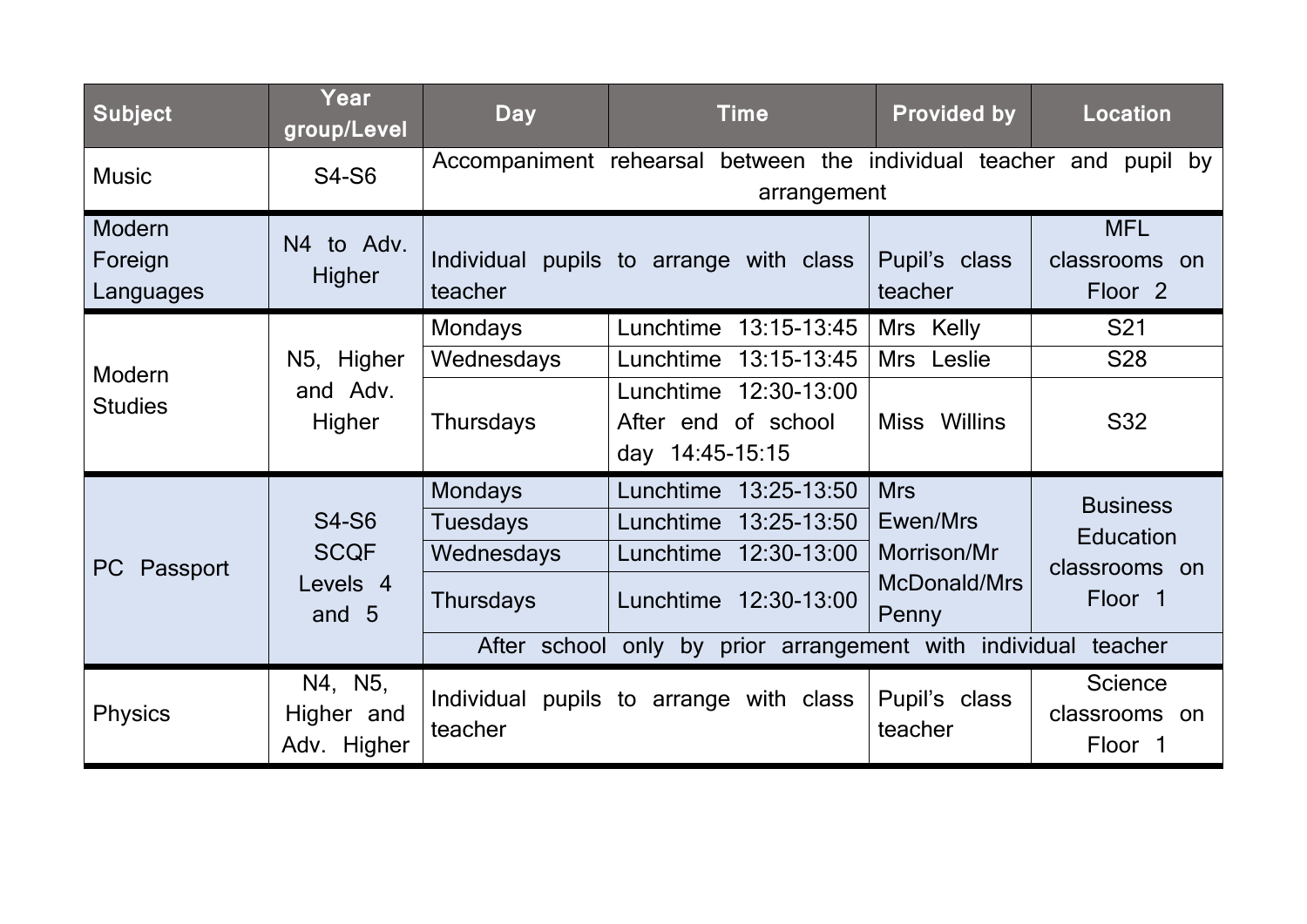| Subject | Year group/Level | Day | Time | Provided by | Location |
| --- | --- | --- | --- | --- | --- |
| Music | S4-S6 | Accompaniment rehearsal between the individual teacher and pupil by arrangement | | | |
| Modern Foreign Languages | N4 to Adv. Higher | Individual pupils to arrange with class teacher | | Pupil's class teacher | MFL classrooms on Floor 2 |
| Modern Studies | N5, Higher and Adv. Higher | Mondays | Lunchtime 13:15-13:45 | Mrs Kelly | S21 |
| | | Wednesdays | Lunchtime 13:15-13:45 | Mrs Leslie | S28 |
| | | Thursdays | Lunchtime 12:30-13:00 After end of school day 14:45-15:15 | Miss Willins | S32 |
| PC Passport | S4-S6 SCQF Levels 4 and 5 | Mondays | Lunchtime 13:25-13:50 | Mrs Ewen/Mrs Morrison/Mr McDonald/Mrs Penny | Business Education classrooms on Floor 1 |
| | | Tuesdays | Lunchtime 13:25-13:50 | | |
| | | Wednesdays | Lunchtime 12:30-13:00 | | |
| | | Thursdays | Lunchtime 12:30-13:00 | | |
| | | After school only by prior arrangement with individual teacher | | | |
| Physics | N4, N5, Higher and Adv. Higher | Individual pupils to arrange with class teacher | | Pupil's class teacher | Science classrooms on Floor 1 |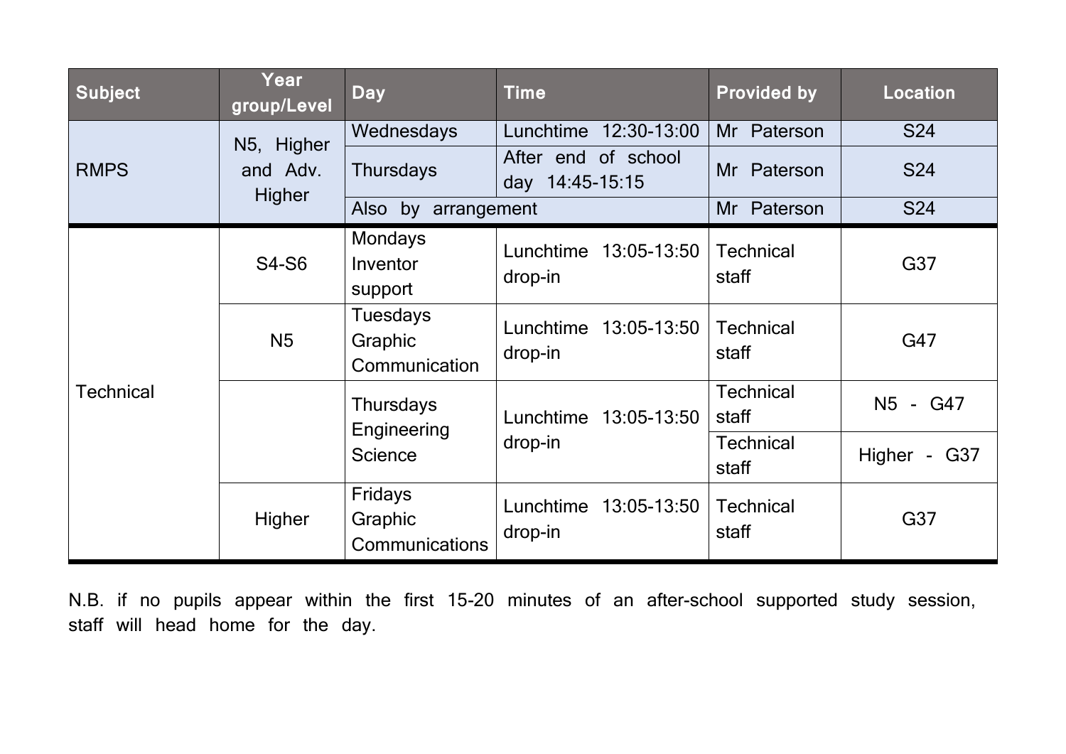| Subject | Year group/Level | Day | Time | Provided by | Location |
|---|---|---|---|---|---|
| RMPS | N5, Higher and Adv. Higher | Wednesdays | Lunchtime 12:30-13:00 | Mr Paterson | S24 |
| | | Thursdays | After end of school day 14:45-15:15 | Mr Paterson | S24 |
| | | Also by arrangement | | Mr Paterson | S24 |
| Technical | S4-S6 | Mondays Inventor support | Lunchtime 13:05-13:50 drop-in | Technical staff | G37 |
| | N5 | Tuesdays Graphic Communication | Lunchtime 13:05-13:50 drop-in | Technical staff | G47 |
| | | Thursdays Engineering Science | Lunchtime 13:05-13:50 drop-in | Technical staff | N5 - G47 |
| | | | | Technical staff | Higher - G37 |
| | Higher | Fridays Graphic Communications | Lunchtime 13:05-13:50 drop-in | Technical staff | G37 |

N.B. if no pupils appear within the first 15-20 minutes of an after-school supported study session, staff will head home for the day.